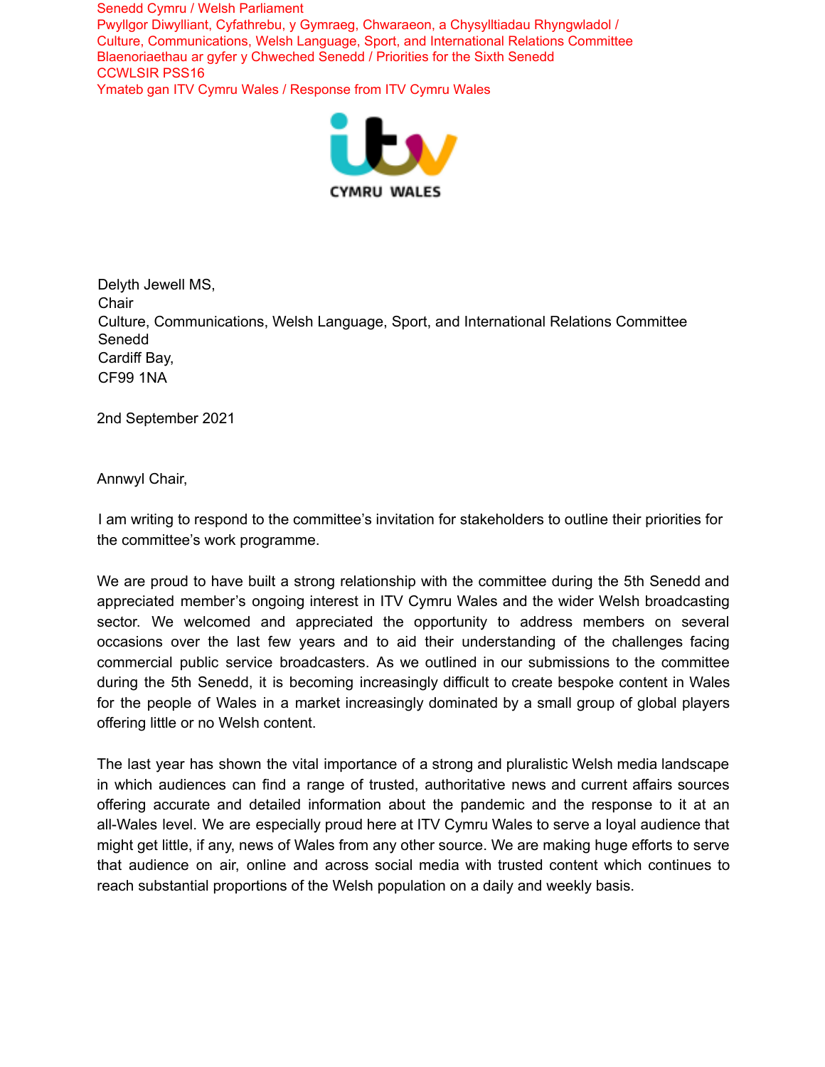Senedd Cymru / Welsh Parliament
Pwyllgor Diwylliant, Cyfathrebu, y Gymraeg, Chwaraeon, a Chysylltiadau Rhyngwladol / Culture, Communications, Welsh Language, Sport, and International Relations Committee
Blaenoriaethau ar gyfer y Chweched Senedd / Priorities for the Sixth Senedd
CCWLSIR PSS16
Ymateb gan ITV Cymru Wales / Response from ITV Cymru Wales

CYMRU WALES

Delyth Jewell MS,
Chair
Culture, Communications, Welsh Language, Sport, and International Relations Committee
Senedd
Cardiff Bay,
CF99 1NA

2nd September 2021

Annwyl Chair,

I am writing to respond to the committee's invitation for stakeholders to outline their priorities for the committee's work programme.

We are proud to have built a strong relationship with the committee during the 5th Senedd and appreciated member's ongoing interest in ITV Cymru Wales and the wider Welsh broadcasting sector. We welcomed and appreciated the opportunity to address members on several occasions over the last few years and to aid their understanding of the challenges facing commercial public service broadcasters. As we outlined in our submissions to the committee during the 5th Senedd, it is becoming increasingly difficult to create bespoke content in Wales for the people of Wales in a market increasingly dominated by a small group of global players offering little or no Welsh content.

The last year has shown the vital importance of a strong and pluralistic Welsh media landscape in which audiences can find a range of trusted, authoritative news and current affairs sources offering accurate and detailed information about the pandemic and the response to it at an all-Wales level. We are especially proud here at ITV Cymru Wales to serve a loyal audience that might get little, if any, news of Wales from any other source. We are making huge efforts to serve that audience on air, online and across social media with trusted content which continues to reach substantial proportions of the Welsh population on a daily and weekly basis.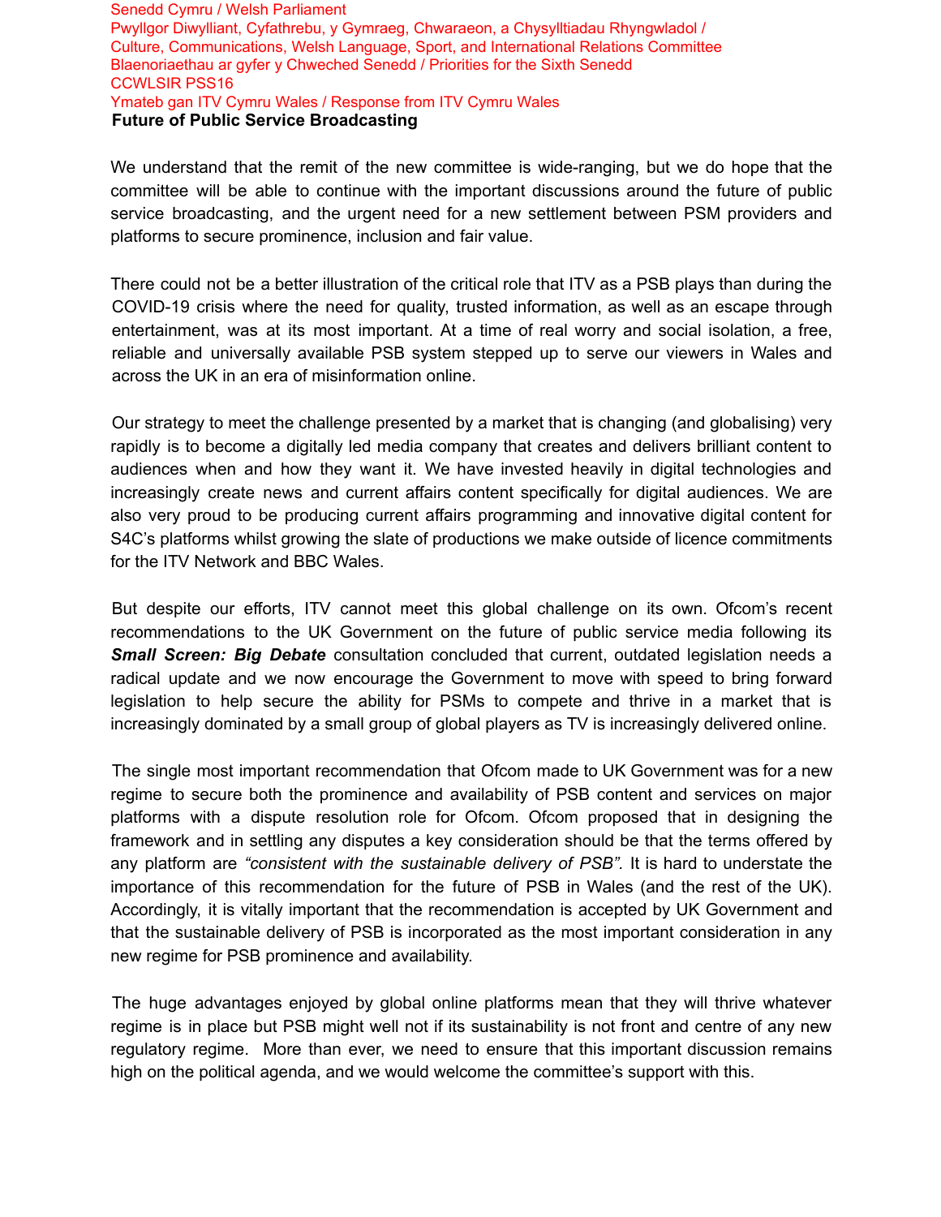Senedd Cymru / Welsh Parliament
Pwyllgor Diwylliant, Cyfathrebu, y Gymraeg, Chwaraeon, a Chysylltiadau Rhyngwladol / Culture, Communications, Welsh Language, Sport, and International Relations Committee
Blaenoriaethau ar gyfer y Chweched Senedd / Priorities for the Sixth Senedd
CCWLSIR PSS16
Ymateb gan ITV Cymru Wales / Response from ITV Cymru Wales

**Future of Public Service Broadcasting**

We understand that the remit of the new committee is wide-ranging, but we do hope that the committee will be able to continue with the important discussions around the future of public service broadcasting, and the urgent need for a new settlement between PSM providers and platforms to secure prominence, inclusion and fair value.

There could not be a better illustration of the critical role that ITV as a PSB plays than during the COVID-19 crisis where the need for quality, trusted information, as well as an escape through entertainment, was at its most important. At a time of real worry and social isolation, a free, reliable and universally available PSB system stepped up to serve our viewers in Wales and across the UK in an era of misinformation online.

Our strategy to meet the challenge presented by a market that is changing (and globalising) very rapidly is to become a digitally led media company that creates and delivers brilliant content to audiences when and how they want it. We have invested heavily in digital technologies and increasingly create news and current affairs content specifically for digital audiences. We are also very proud to be producing current affairs programming and innovative digital content for S4C's platforms whilst growing the slate of productions we make outside of licence commitments for the ITV Network and BBC Wales.

But despite our efforts, ITV cannot meet this global challenge on its own. Ofcom's recent recommendations to the UK Government on the future of public service media following its ***Small Screen: Big Debate*** consultation concluded that current, outdated legislation needs a radical update and we now encourage the Government to move with speed to bring forward legislation to help secure the ability for PSMs to compete and thrive in a market that is increasingly dominated by a small group of global players as TV is increasingly delivered online.

The single most important recommendation that Ofcom made to UK Government was for a new regime to secure both the prominence and availability of PSB content and services on major platforms with a dispute resolution role for Ofcom. Ofcom proposed that in designing the framework and in settling any disputes a key consideration should be that the terms offered by any platform are *"consistent with the sustainable delivery of PSB"*. It is hard to understate the importance of this recommendation for the future of PSB in Wales (and the rest of the UK). Accordingly, it is vitally important that the recommendation is accepted by UK Government and that the sustainable delivery of PSB is incorporated as the most important consideration in any new regime for PSB prominence and availability.

The huge advantages enjoyed by global online platforms mean that they will thrive whatever regime is in place but PSB might well not if its sustainability is not front and centre of any new regulatory regime. More than ever, we need to ensure that this important discussion remains high on the political agenda, and we would welcome the committee's support with this.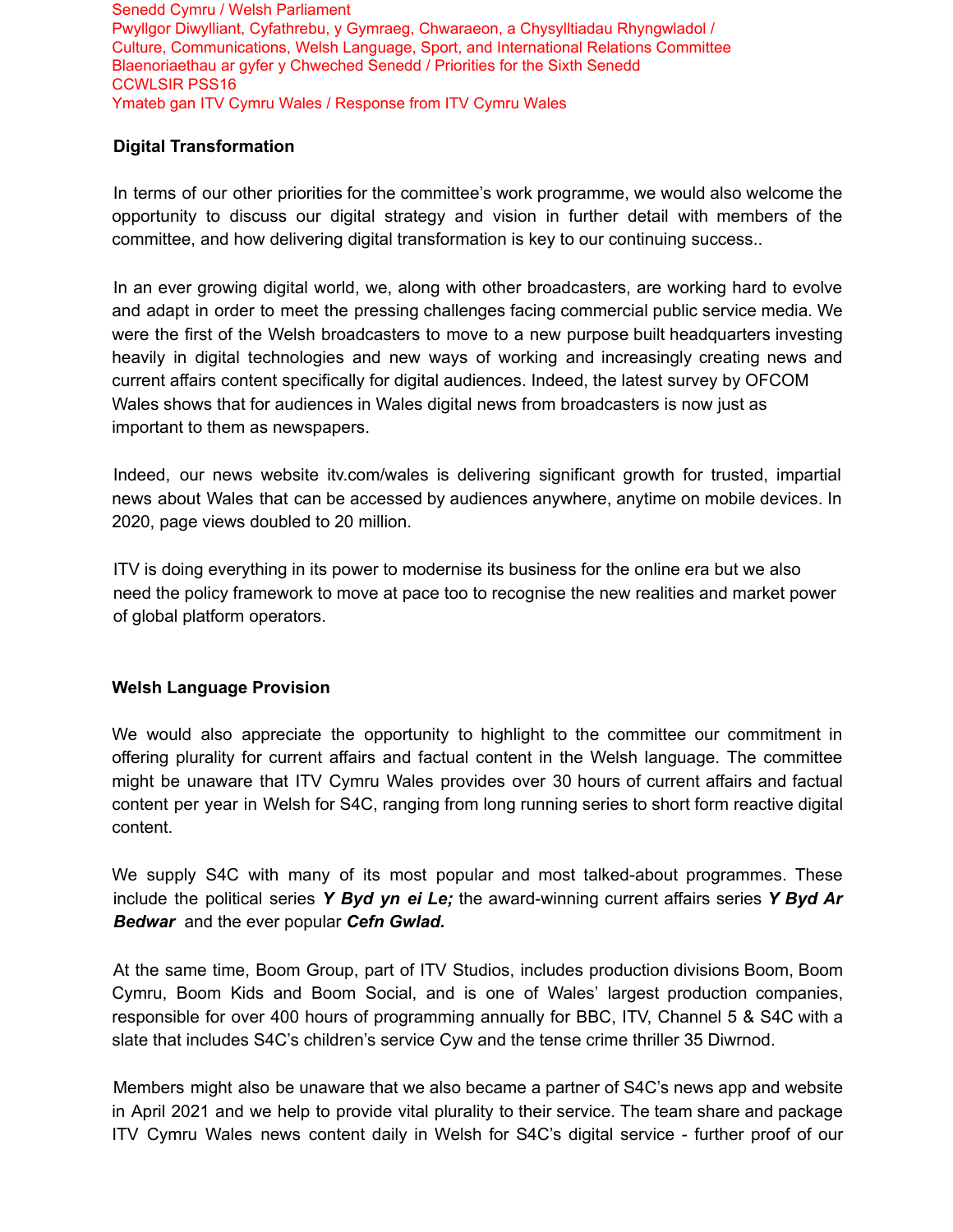Senedd Cymru / Welsh Parliament
Pwyllgor Diwylliant, Cyfathrebu, y Gymraeg, Chwaraeon, a Chysylltiadau Rhyngwladol / Culture, Communications, Welsh Language, Sport, and International Relations Committee
Blaenoriaethau ar gyfer y Chweched Senedd / Priorities for the Sixth Senedd
CCWLSIR PSS16
Ymateb gan ITV Cymru Wales / Response from ITV Cymru Wales

**Digital Transformation**

In terms of our other priorities for the committee's work programme, we would also welcome the opportunity to discuss our digital strategy and vision in further detail with members of the committee, and how delivering digital transformation is key to our continuing success..

In an ever growing digital world, we, along with other broadcasters, are working hard to evolve and adapt in order to meet the pressing challenges facing commercial public service media. We were the first of the Welsh broadcasters to move to a new purpose built headquarters investing heavily in digital technologies and new ways of working and increasingly creating news and current affairs content specifically for digital audiences. Indeed, the latest survey by OFCOM Wales shows that for audiences in Wales digital news from broadcasters is now just as important to them as newspapers.

Indeed, our news website itv.com/wales is delivering significant growth for trusted, impartial news about Wales that can be accessed by audiences anywhere, anytime on mobile devices. In 2020, page views doubled to 20 million.

ITV is doing everything in its power to modernise its business for the online era but we also need the policy framework to move at pace too to recognise the new realities and market power of global platform operators.

**Welsh Language Provision**

We would also appreciate the opportunity to highlight to the committee our commitment in offering plurality for current affairs and factual content in the Welsh language. The committee might be unaware that ITV Cymru Wales provides over 30 hours of current affairs and factual content per year in Welsh for S4C, ranging from long running series to short form reactive digital content.

We supply S4C with many of its most popular and most talked-about programmes. These include the political series ***Y Byd yn ei Le;*** the award-winning current affairs series ***Y Byd Ar Bedwar*** and the ever popular ***Cefn Gwlad.***

At the same time, Boom Group, part of ITV Studios, includes production divisions Boom, Boom Cymru, Boom Kids and Boom Social, and is one of Wales' largest production companies, responsible for over 400 hours of programming annually for BBC, ITV, Channel 5 & S4C with a slate that includes S4C's children's service Cyw and the tense crime thriller 35 Diwrnod.

Members might also be unaware that we also became a partner of S4C's news app and website in April 2021 and we help to provide vital plurality to their service. The team share and package ITV Cymru Wales news content daily in Welsh for S4C's digital service - further proof of our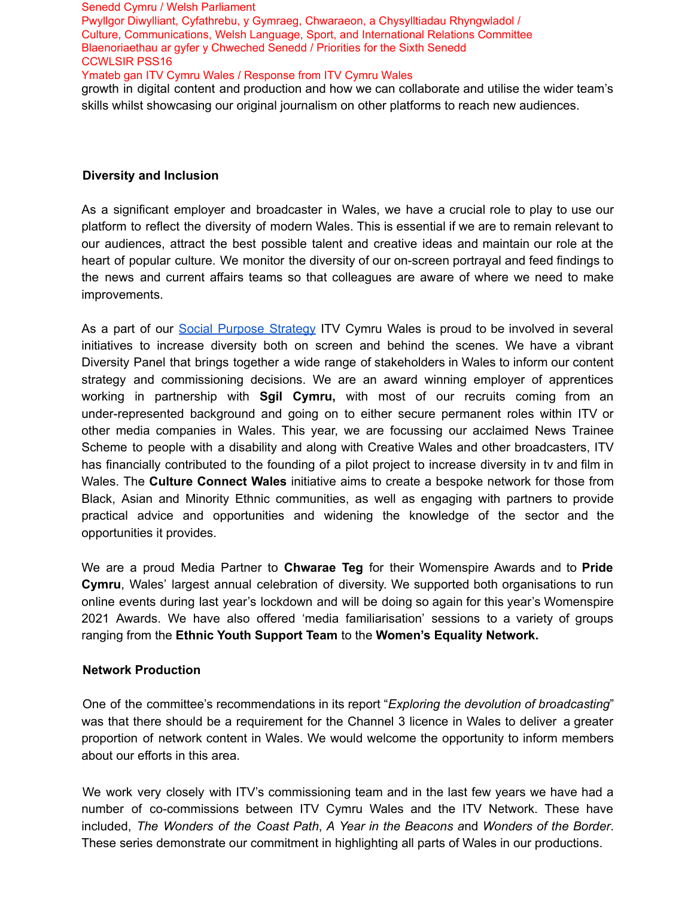growth in digital content and production and how we can collaborate and utilise the wider team's skills whilst showcasing our original journalism on other platforms to reach new audiences.

**Diversity and Inclusion**

As a significant employer and broadcaster in Wales, we have a crucial role to play to use our platform to reflect the diversity of modern Wales. This is essential if we are to remain relevant to our audiences, attract the best possible talent and creative ideas and maintain our role at the heart of popular culture. We monitor the diversity of our on-screen portrayal and feed findings to the news and current affairs teams so that colleagues are aware of where we need to make improvements.

As a part of our Social Purpose Strategy ITV Cymru Wales is proud to be involved in several initiatives to increase diversity both on screen and behind the scenes. We have a vibrant Diversity Panel that brings together a wide range of stakeholders in Wales to inform our content strategy and commissioning decisions. We are an award winning employer of apprentices working in partnership with **Sgil Cymru,** with most of our recruits coming from an under-represented background and going on to either secure permanent roles within ITV or other media companies in Wales. This year, we are focussing our acclaimed News Trainee Scheme to people with a disability and along with Creative Wales and other broadcasters, ITV has financially contributed to the founding of a pilot project to increase diversity in tv and film in Wales. The **Culture Connect Wales** initiative aims to create a bespoke network for those from Black, Asian and Minority Ethnic communities, as well as engaging with partners to provide practical advice and opportunities and widening the knowledge of the sector and the opportunities it provides.

We are a proud Media Partner to **Chwarae Teg** for their Womenspire Awards and to **Pride Cymru**, Wales' largest annual celebration of diversity. We supported both organisations to run online events during last year's lockdown and will be doing so again for this year's Womenspire 2021 Awards. We have also offered 'media familiarisation' sessions to a variety of groups ranging from the **Ethnic Youth Support Team** to the **Women's Equality Network.**

**Network Production**

One of the committee's recommendations in its report "*Exploring the devolution of broadcasting*" was that there should be a requirement for the Channel 3 licence in Wales to deliver a greater proportion of network content in Wales. We would welcome the opportunity to inform members about our efforts in this area.

We work very closely with ITV's commissioning team and in the last few years we have had a number of co-commissions between ITV Cymru Wales and the ITV Network. These have included, *The Wonders of the Coast Path*, *A Year in the Beacons a*nd *Wonders of the Border*. These series demonstrate our commitment in highlighting all parts of Wales in our productions.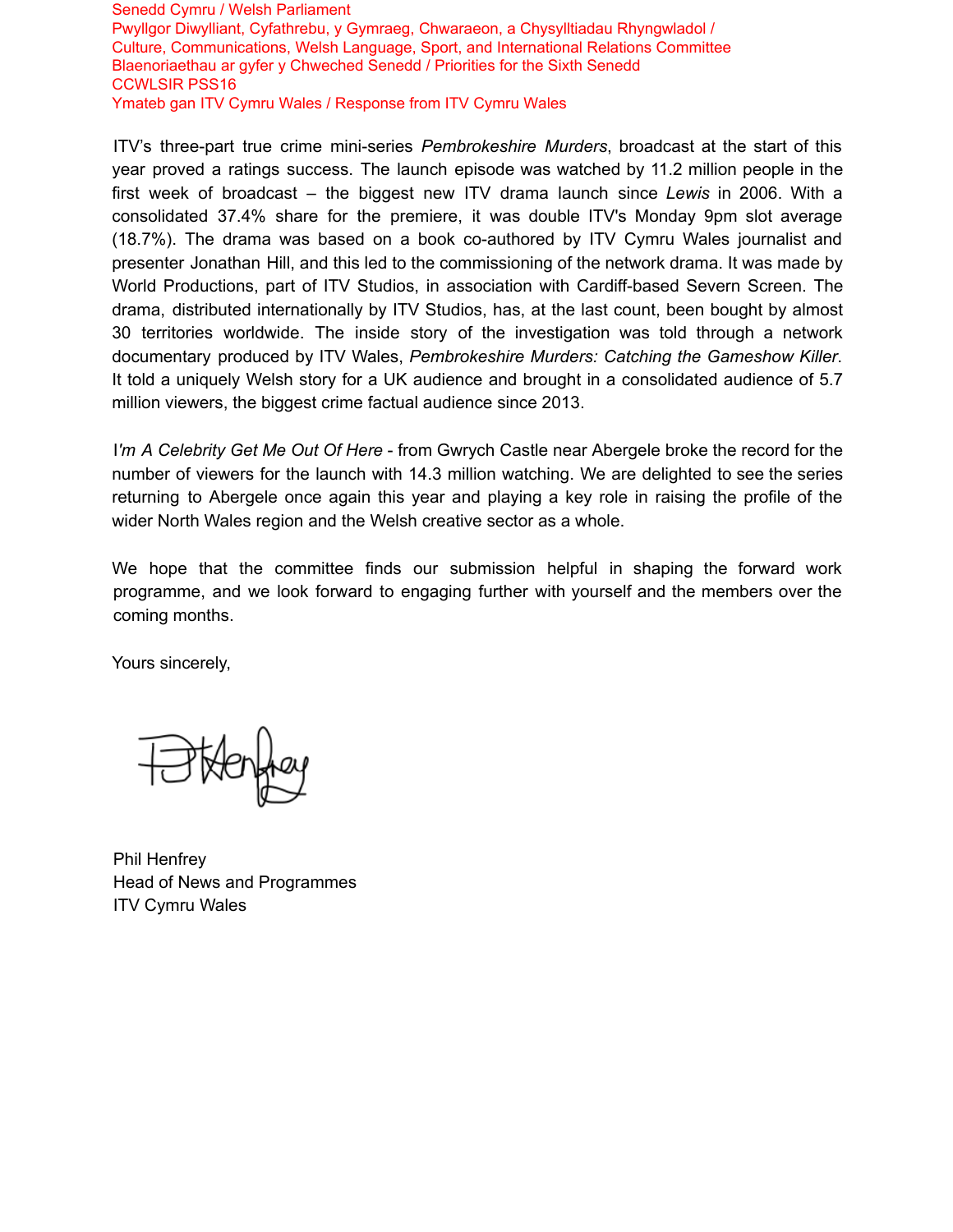Senedd Cymru / Welsh Parliament
Pwyllgor Diwylliant, Cyfathrebu, y Gymraeg, Chwaraeon, a Chysylltiadau Rhyngwladol / Culture, Communications, Welsh Language, Sport, and International Relations Committee
Blaenoriaethau ar gyfer y Chweched Senedd / Priorities for the Sixth Senedd
CCWLSIR PSS16
Ymateb gan ITV Cymru Wales / Response from ITV Cymru Wales

ITV's three-part true crime mini-series *Pembrokeshire Murders*, broadcast at the start of this year proved a ratings success. The launch episode was watched by 11.2 million people in the first week of broadcast – the biggest new ITV drama launch since *Lewis* in 2006. With a consolidated 37.4% share for the premiere, it was double ITV's Monday 9pm slot average (18.7%). The drama was based on a book co-authored by ITV Cymru Wales journalist and presenter Jonathan Hill, and this led to the commissioning of the network drama. It was made by World Productions, part of ITV Studios, in association with Cardiff-based Severn Screen. The drama, distributed internationally by ITV Studios, has, at the last count, been bought by almost 30 territories worldwide. The inside story of the investigation was told through a network documentary produced by ITV Wales, *Pembrokeshire Murders: Catching the Gameshow Killer*. It told a uniquely Welsh story for a UK audience and brought in a consolidated audience of 5.7 million viewers, the biggest crime factual audience since 2013.

*I'm A Celebrity Get Me Out Of Here* - from Gwrych Castle near Abergele broke the record for the number of viewers for the launch with 14.3 million watching. We are delighted to see the series returning to Abergele once again this year and playing a key role in raising the profile of the wider North Wales region and the Welsh creative sector as a whole.

We hope that the committee finds our submission helpful in shaping the forward work programme, and we look forward to engaging further with yourself and the members over the coming months.

Yours sincerely,

Phil Henfrey
Head of News and Programmes
ITV Cymru Wales